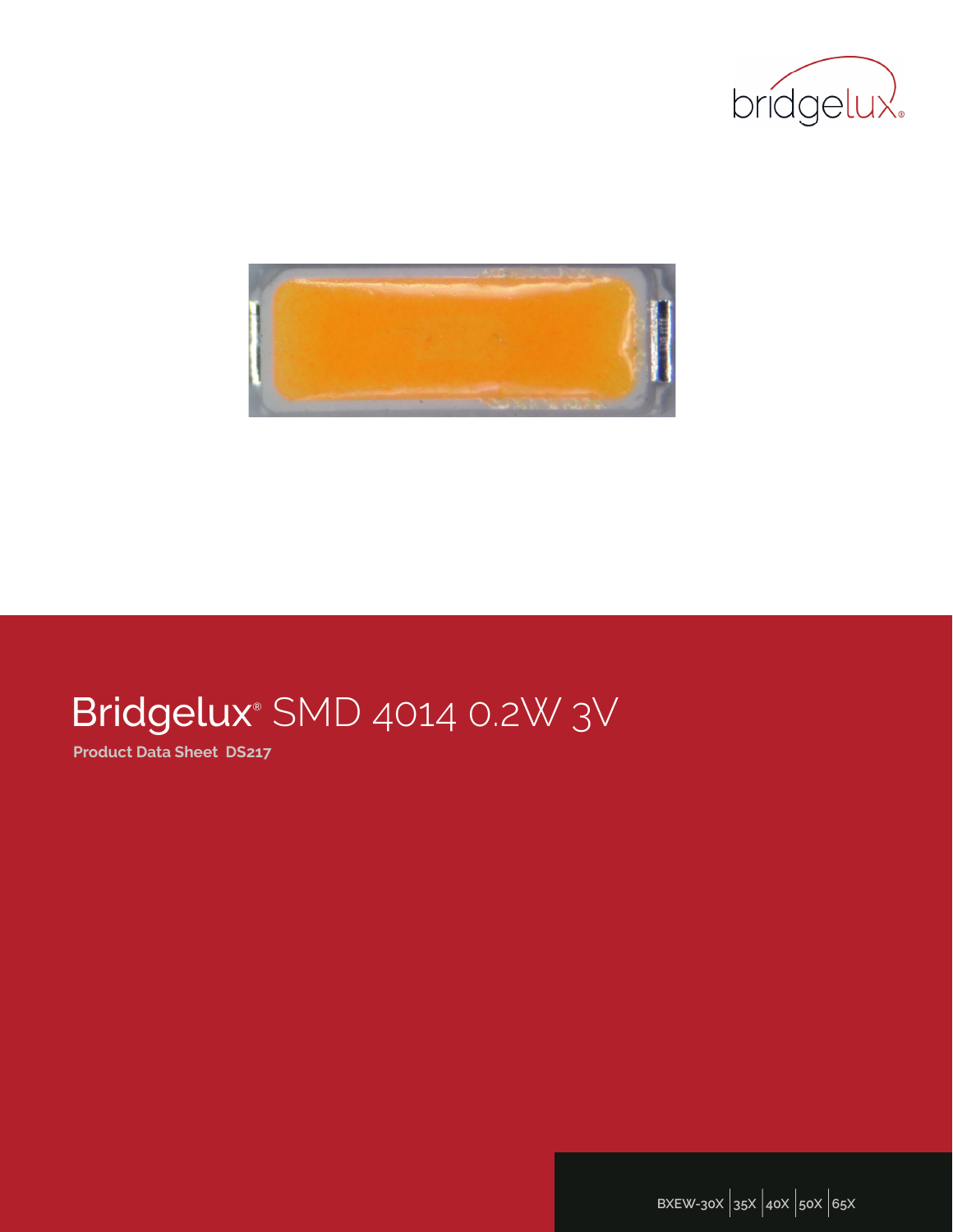bridgelux

# Bridgelux® SMD 4014 0.2W 3V

**Product Data Sheet DS217**

BXEW-30X | 35X | 40X | 50X | 65X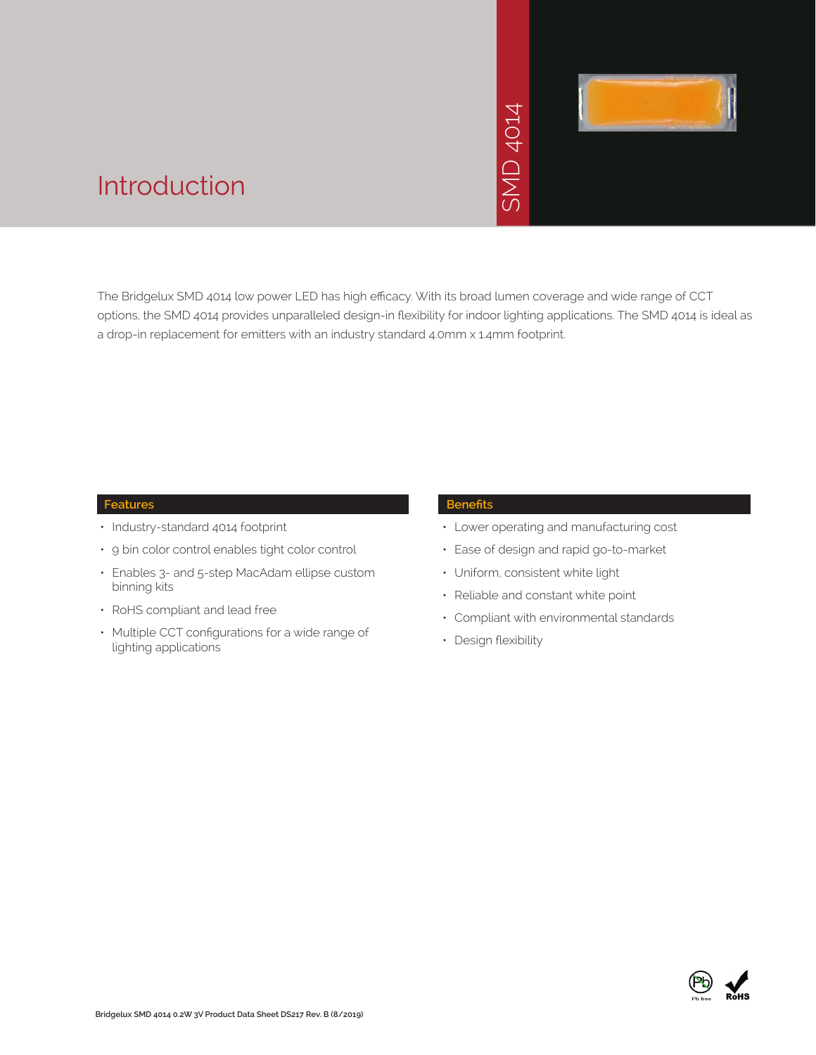# Introduction

The Bridgelux SMD 4014 low power LED has high efficacy. With its broad lumen coverage and wide range of CCT options, the SMD 4014 provides unparalleled design-in flexibility for indoor lighting applications. The SMD 4014 is ideal as a drop-in replacement for emitters with an industry standard 4.0mm x 1.4mm footprint.

### Features

- Industry-standard 4014 footprint
- 9 bin color control enables tight color control
- Enables 3- and 5-step MacAdam ellipse custom binning kits
- RoHS compliant and lead free
- Multiple CCT configurations for a wide range of lighting applications

### Benefits

- Lower operating and manufacturing cost
- Ease of design and rapid go-to-market
- Uniform, consistent white light
- Reliable and constant white point
- Compliant with environmental standards
- Design flexibility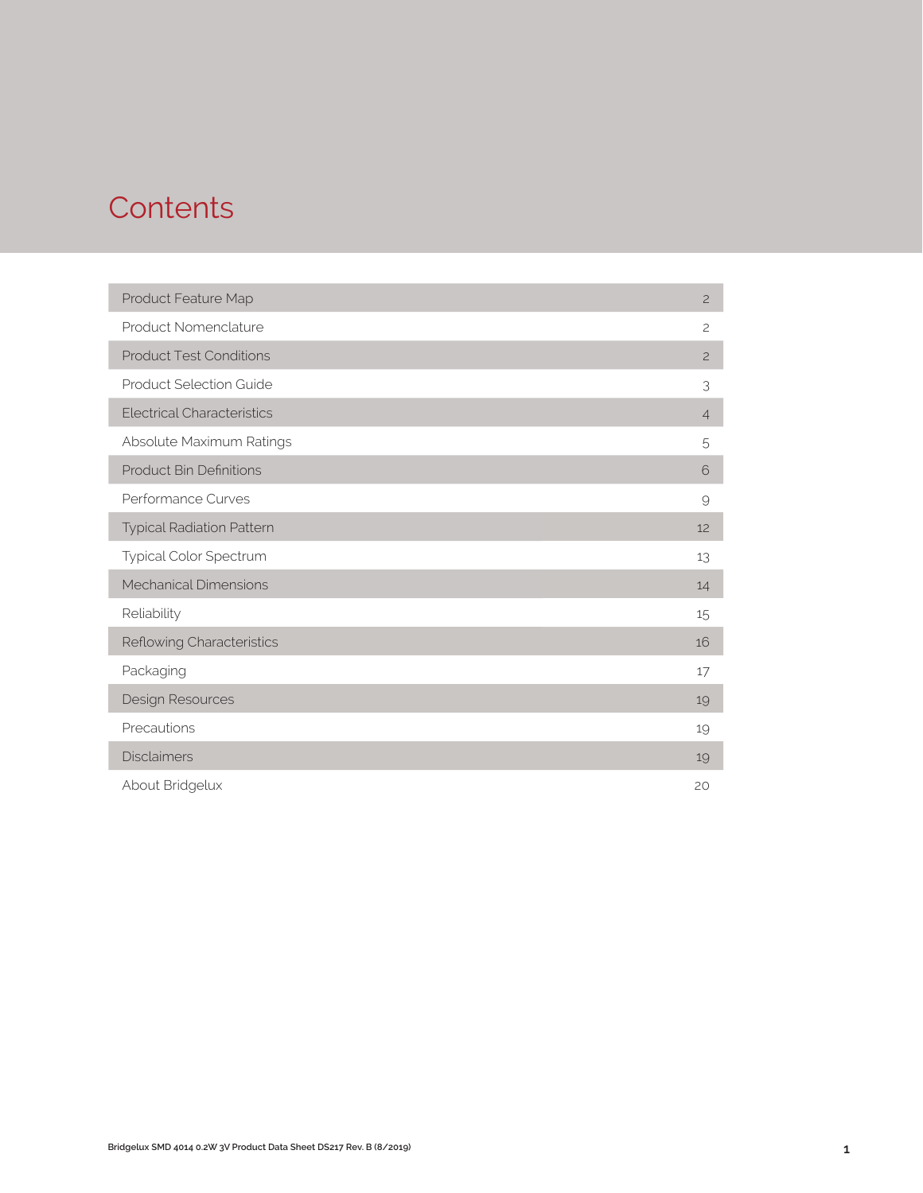# Contents

| Section | Page |
|---|---|
| Product Feature Map | 2 |
| Product Nomenclature | 2 |
| Product Test Conditions | 2 |
| Product Selection Guide | 3 |
| Electrical Characteristics | 4 |
| Absolute Maximum Ratings | 5 |
| Product Bin Definitions | 6 |
| Performance Curves | 9 |
| Typical Radiation Pattern | 12 |
| Typical Color Spectrum | 13 |
| Mechanical Dimensions | 14 |
| Reliability | 15 |
| Reflowing Characteristics | 16 |
| Packaging | 17 |
| Design Resources | 19 |
| Precautions | 19 |
| Disclaimers | 19 |
| About Bridgelux | 20 |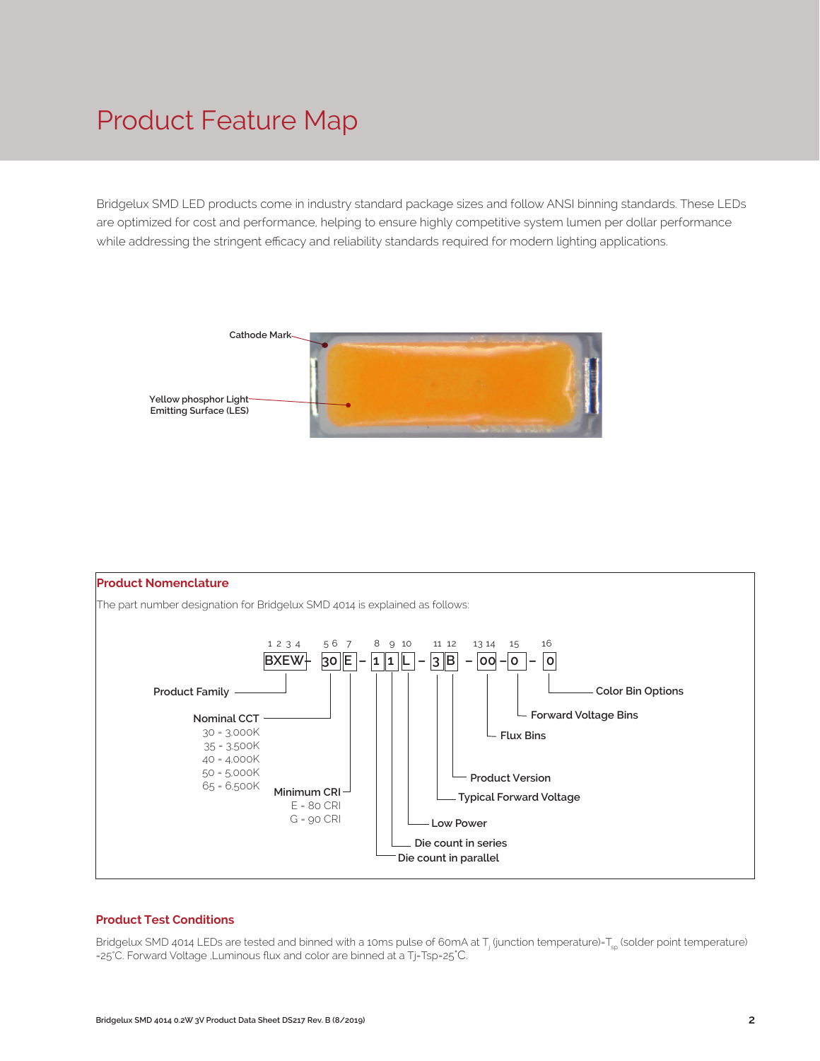# Product Feature Map

Bridgelux SMD LED products come in industry standard package sizes and follow ANSI binning standards. These LEDs are optimized for cost and performance, helping to ensure highly competitive system lumen per dollar performance while addressing the stringent efficacy and reliability standards required for modern lighting applications.

Cathode Mark

Yellow phosphor Light Emitting Surface (LES)

## Product Nomenclature

The part number designation for Bridgelux SMD 4014 is explained as follows:

BXEW - 30 E - 1 1 L - 3 B - 00 - 0 - 0

| Position | Code | Description |
|---|---|---|
| 1 2 3 4 | BXEW | Product Family |
| 5 6 | 30 | Nominal CCT: 30 = 3,000K; 35 = 3,500K; 40 = 4,000K; 50 = 5,000K; 65 = 6,500K |
| 7 | E | Minimum CRI: E = 80 CRI; G = 90 CRI |
| 8 | 1 | Die count in parallel |
| 9 | 1 | Die count in series |
| 10 | L | Low Power |
| 11 | 3 | Typical Forward Voltage |
| 12 | B | Product Version |
| 13 14 | 00 | Flux Bins |
| 15 | 0 | Forward Voltage Bins |
| 16 | 0 | Color Bin Options |

## Product Test Conditions

Bridgelux SMD 4014 LEDs are tested and binned with a 10ms pulse of 60mA at $T_j$ (junction temperature)=$T_{sp}$ (solder point temperature) =25°C. Forward Voltage ,Luminous flux and color are binned at a Tj=Tsp=25°C.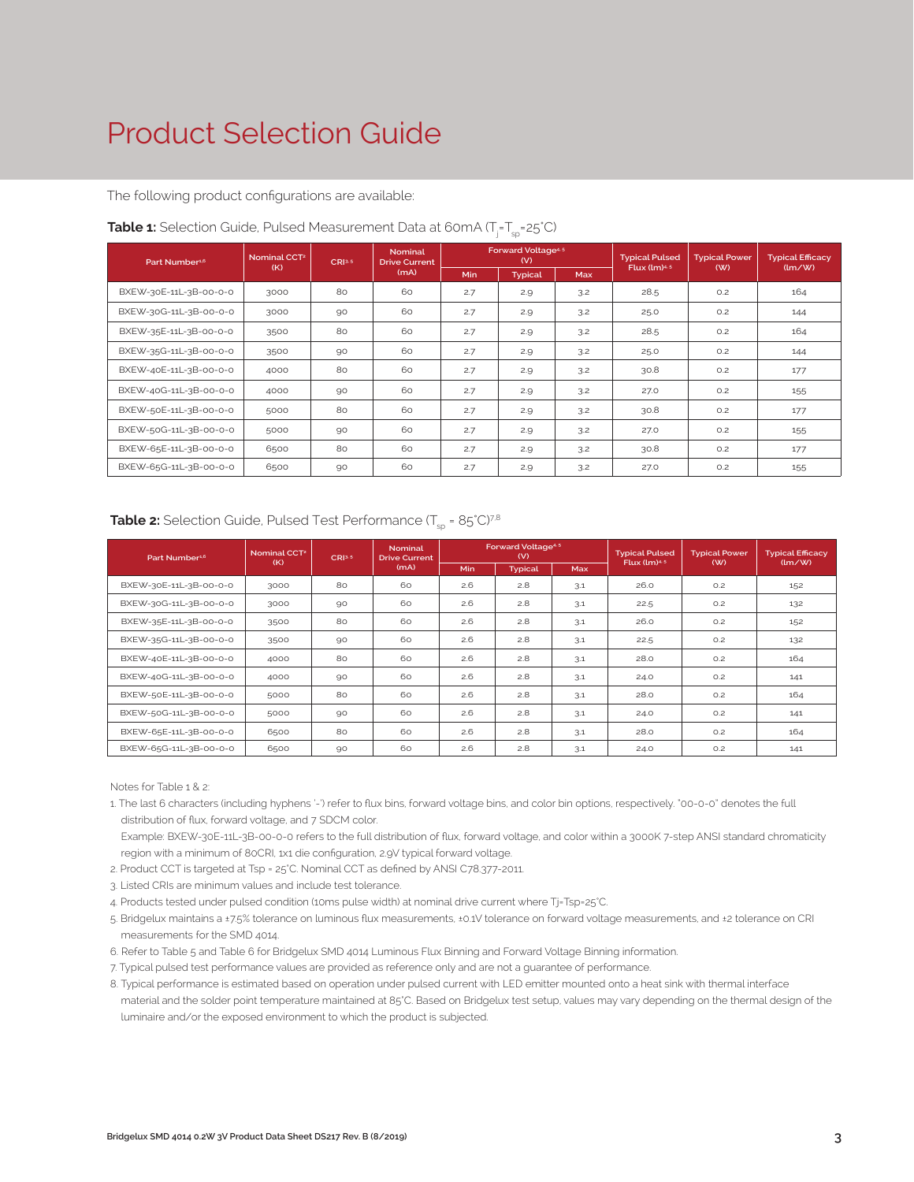# Product Selection Guide

The following product configurations are available:

**Table 1:** Selection Guide, Pulsed Measurement Data at 60mA ($T_j$=$T_{sp}$=25°C)

| Part Number[1,6] | Nominal CCT[2] (K) | CRI[3,5] | Nominal Drive Current (mA) | Forward Voltage[4,5] (V) | | | Typical Pulsed Flux (lm)[4,5] | Typical Power (W) | Typical Efficacy (lm/W) |
|---|---|---|---|---|---|---|---|---|---|
| | | | | Min | Typical | Max | | | |
| BXEW-30E-11L-3B-00-0-0 | 3000 | 80 | 60 | 2.7 | 2.9 | 3.2 | 28.5 | 0.2 | 164 |
| BXEW-30G-11L-3B-00-0-0 | 3000 | 90 | 60 | 2.7 | 2.9 | 3.2 | 25.0 | 0.2 | 144 |
| BXEW-35E-11L-3B-00-0-0 | 3500 | 80 | 60 | 2.7 | 2.9 | 3.2 | 28.5 | 0.2 | 164 |
| BXEW-35G-11L-3B-00-0-0 | 3500 | 90 | 60 | 2.7 | 2.9 | 3.2 | 25.0 | 0.2 | 144 |
| BXEW-40E-11L-3B-00-0-0 | 4000 | 80 | 60 | 2.7 | 2.9 | 3.2 | 30.8 | 0.2 | 177 |
| BXEW-40G-11L-3B-00-0-0 | 4000 | 90 | 60 | 2.7 | 2.9 | 3.2 | 27.0 | 0.2 | 155 |
| BXEW-50E-11L-3B-00-0-0 | 5000 | 80 | 60 | 2.7 | 2.9 | 3.2 | 30.8 | 0.2 | 177 |
| BXEW-50G-11L-3B-00-0-0 | 5000 | 90 | 60 | 2.7 | 2.9 | 3.2 | 27.0 | 0.2 | 155 |
| BXEW-65E-11L-3B-00-0-0 | 6500 | 80 | 60 | 2.7 | 2.9 | 3.2 | 30.8 | 0.2 | 177 |
| BXEW-65G-11L-3B-00-0-0 | 6500 | 90 | 60 | 2.7 | 2.9 | 3.2 | 27.0 | 0.2 | 155 |

**Table 2:** Selection Guide, Pulsed Test Performance ($T_{sp}$ = 85°C)[7,8]

| Part Number[1,6] | Nominal CCT[2] (K) | CRI[3,5] | Nominal Drive Current (mA) | Forward Voltage[4,5] (V) | | | Typical Pulsed Flux (lm)[4,5] | Typical Power (W) | Typical Efficacy (lm/W) |
|---|---|---|---|---|---|---|---|---|---|
| | | | | Min | Typical | Max | | | |
| BXEW-30E-11L-3B-00-0-0 | 3000 | 80 | 60 | 2.6 | 2.8 | 3.1 | 26.0 | 0.2 | 152 |
| BXEW-30G-11L-3B-00-0-0 | 3000 | 90 | 60 | 2.6 | 2.8 | 3.1 | 22.5 | 0.2 | 132 |
| BXEW-35E-11L-3B-00-0-0 | 3500 | 80 | 60 | 2.6 | 2.8 | 3.1 | 26.0 | 0.2 | 152 |
| BXEW-35G-11L-3B-00-0-0 | 3500 | 90 | 60 | 2.6 | 2.8 | 3.1 | 22.5 | 0.2 | 132 |
| BXEW-40E-11L-3B-00-0-0 | 4000 | 80 | 60 | 2.6 | 2.8 | 3.1 | 28.0 | 0.2 | 164 |
| BXEW-40G-11L-3B-00-0-0 | 4000 | 90 | 60 | 2.6 | 2.8 | 3.1 | 24.0 | 0.2 | 141 |
| BXEW-50E-11L-3B-00-0-0 | 5000 | 80 | 60 | 2.6 | 2.8 | 3.1 | 28.0 | 0.2 | 164 |
| BXEW-50G-11L-3B-00-0-0 | 5000 | 90 | 60 | 2.6 | 2.8 | 3.1 | 24.0 | 0.2 | 141 |
| BXEW-65E-11L-3B-00-0-0 | 6500 | 80 | 60 | 2.6 | 2.8 | 3.1 | 28.0 | 0.2 | 164 |
| BXEW-65G-11L-3B-00-0-0 | 6500 | 90 | 60 | 2.6 | 2.8 | 3.1 | 24.0 | 0.2 | 141 |

Notes for Table 1 & 2:

1. The last 6 characters (including hyphens '-') refer to flux bins, forward voltage bins, and color bin options, respectively. "00-0-0" denotes the full distribution of flux, forward voltage, and 7 SDCM color.
   Example: BXEW-30E-11L-3B-00-0-0 refers to the full distribution of flux, forward voltage, and color within a 3000K 7-step ANSI standard chromaticity region with a minimum of 80CRI, 1x1 die configuration, 2.9V typical forward voltage.
2. Product CCT is targeted at Tsp = 25°C. Nominal CCT as defined by ANSI C78.377-2011.
3. Listed CRIs are minimum values and include test tolerance.
4. Products tested under pulsed condition (10ms pulse width) at nominal drive current where Tj=Tsp=25°C.
5. Bridgelux maintains a ±7.5% tolerance on luminous flux measurements, ±0.1V tolerance on forward voltage measurements, and ±2 tolerance on CRI measurements for the SMD 4014.
6. Refer to Table 5 and Table 6 for Bridgelux SMD 4014 Luminous Flux Binning and Forward Voltage Binning information.
7. Typical pulsed test performance values are provided as reference only and are not a guarantee of performance.
8. Typical performance is estimated based on operation under pulsed current with LED emitter mounted onto a heat sink with thermal interface material and the solder point temperature maintained at 85°C. Based on Bridgelux test setup, values may vary depending on the thermal design of the luminaire and/or the exposed environment to which the product is subjected.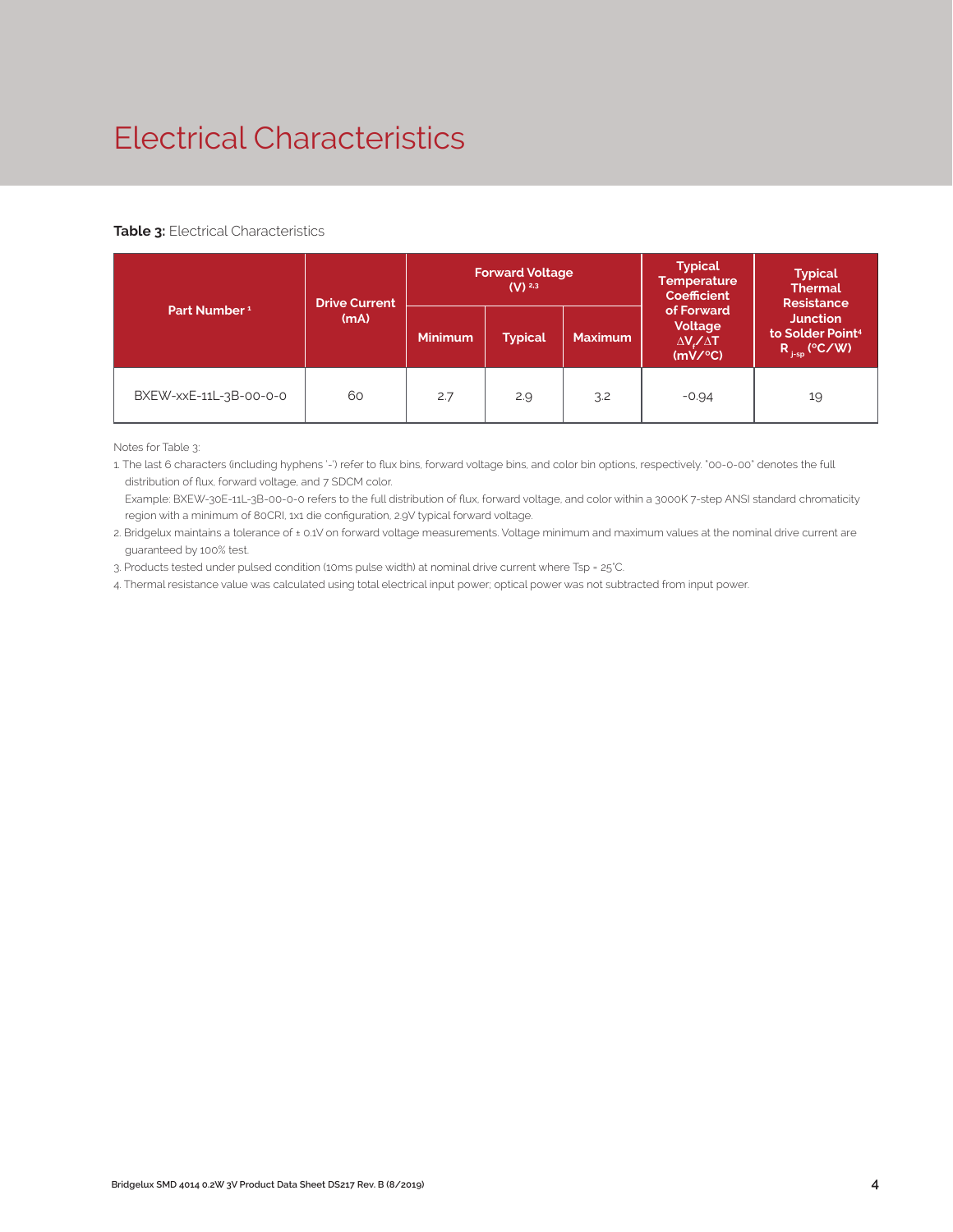# Electrical Characteristics

**Table 3:** Electrical Characteristics

| Part Number [1] | Drive Current (mA) | Forward Voltage (V) [2,3] | | | Typical Temperature Coefficient of Forward Voltage $\Delta V_f / \Delta T$ (mV/°C) | Typical Thermal Resistance Junction to Solder Point[4] $R_{j-sp}$ (°C/W) |
|---|---|---|---|---|---|---|
| | | Minimum | Typical | Maximum | | |
| BXEW-xxE-11L-3B-00-0-0 | 60 | 2.7 | 2.9 | 3.2 | -0.94 | 19 |

Notes for Table 3:

1. The last 6 characters (including hyphens '-') refer to flux bins, forward voltage bins, and color bin options, respectively. "00-0-00" denotes the full distribution of flux, forward voltage, and 7 SDCM color.
   Example: BXEW-30E-11L-3B-00-0-0 refers to the full distribution of flux, forward voltage, and color within a 3000K 7-step ANSI standard chromaticity region with a minimum of 80CRI, 1x1 die configuration, 2.9V typical forward voltage.
2. Bridgelux maintains a tolerance of ± 0.1V on forward voltage measurements. Voltage minimum and maximum values at the nominal drive current are guaranteed by 100% test.
3. Products tested under pulsed condition (10ms pulse width) at nominal drive current where Tsp = 25°C.
4. Thermal resistance value was calculated using total electrical input power; optical power was not subtracted from input power.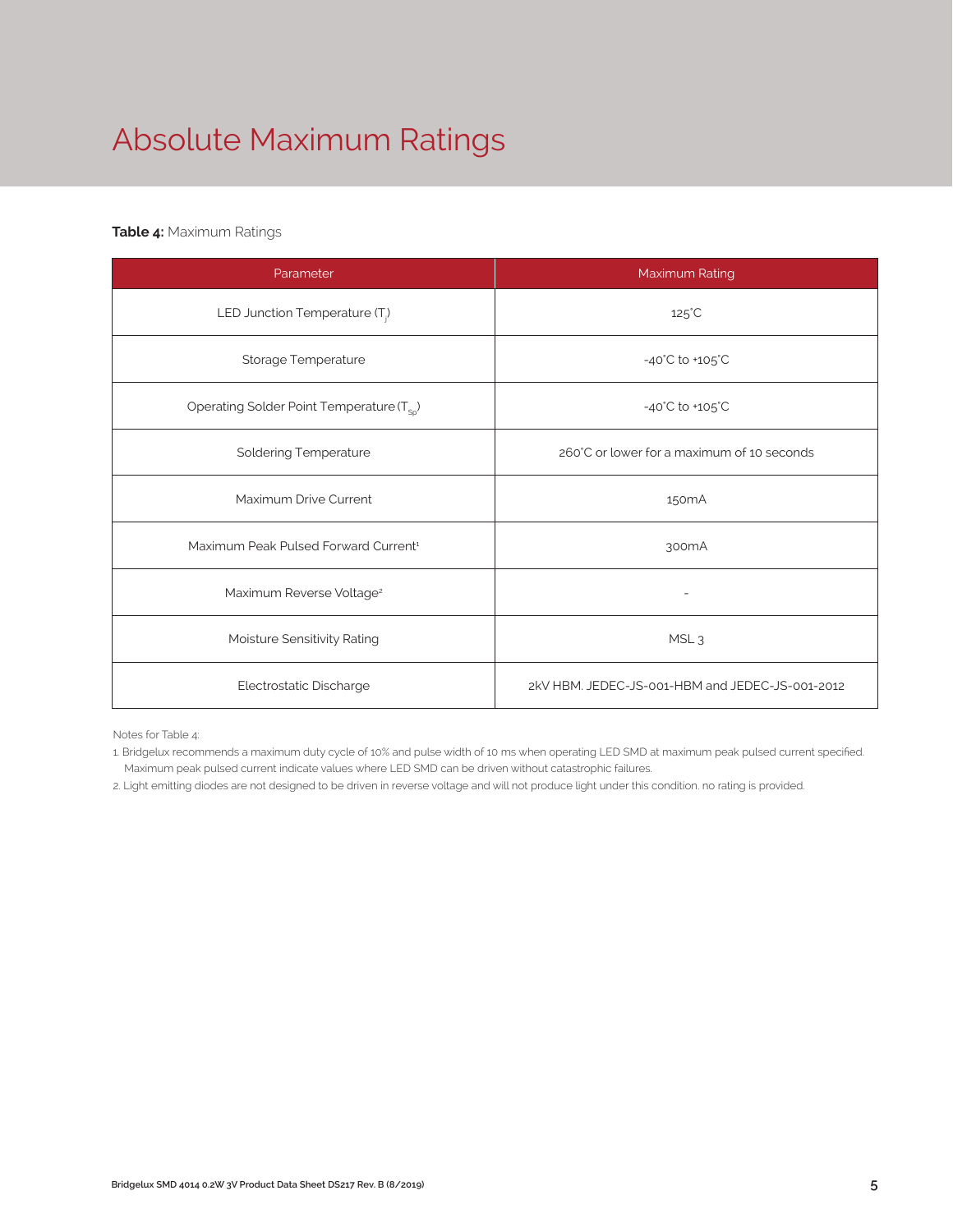# Absolute Maximum Ratings

**Table 4:** Maximum Ratings

| Parameter | Maximum Rating |
|---|---|
| LED Junction Temperature ($T_j$) | 125°C |
| Storage Temperature | -40°C to +105°C |
| Operating Solder Point Temperature ($T_{Sp}$) | -40°C to +105°C |
| Soldering Temperature | 260°C or lower for a maximum of 10 seconds |
| Maximum Drive Current | 150mA |
| Maximum Peak Pulsed Forward Current[1] | 300mA |
| Maximum Reverse Voltage[2] | - |
| Moisture Sensitivity Rating | MSL 3 |
| Electrostatic Discharge | 2kV HBM. JEDEC-JS-001-HBM and JEDEC-JS-001-2012 |

Notes for Table 4:

1. Bridgelux recommends a maximum duty cycle of 10% and pulse width of 10 ms when operating LED SMD at maximum peak pulsed current specified. Maximum peak pulsed current indicate values where LED SMD can be driven without catastrophic failures.
2. Light emitting diodes are not designed to be driven in reverse voltage and will not produce light under this condition. no rating is provided.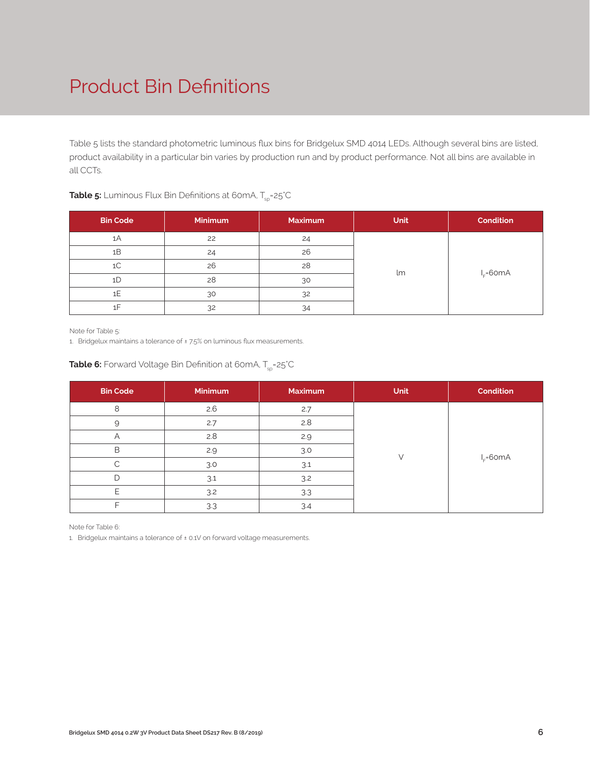# Product Bin Definitions

Table 5 lists the standard photometric luminous flux bins for Bridgelux SMD 4014 LEDs. Although several bins are listed, product availability in a particular bin varies by production run and by product performance. Not all bins are available in all CCTs.

**Table 5:** Luminous Flux Bin Definitions at 60mA, $T_{sp}$=25°C

| Bin Code | Minimum | Maximum | Unit | Condition |
|---|---|---|---|---|
| 1A | 22 | 24 | lm | $I_F$=60mA |
| 1B | 24 | 26 | | |
| 1C | 26 | 28 | | |
| 1D | 28 | 30 | | |
| 1E | 30 | 32 | | |
| 1F | 32 | 34 | | |

Note for Table 5:

1. Bridgelux maintains a tolerance of ± 7.5% on luminous flux measurements.

**Table 6:** Forward Voltage Bin Definition at 60mA, $T_{sp}$=25°C

| Bin Code | Minimum | Maximum | Unit | Condition |
|---|---|---|---|---|
| 8 | 2.6 | 2.7 | V | $I_F$=60mA |
| 9 | 2.7 | 2.8 | | |
| A | 2.8 | 2.9 | | |
| B | 2.9 | 3.0 | | |
| C | 3.0 | 3.1 | | |
| D | 3.1 | 3.2 | | |
| E | 3.2 | 3.3 | | |
| F | 3.3 | 3.4 | | |

Note for Table 6:

1. Bridgelux maintains a tolerance of ± 0.1V on forward voltage measurements.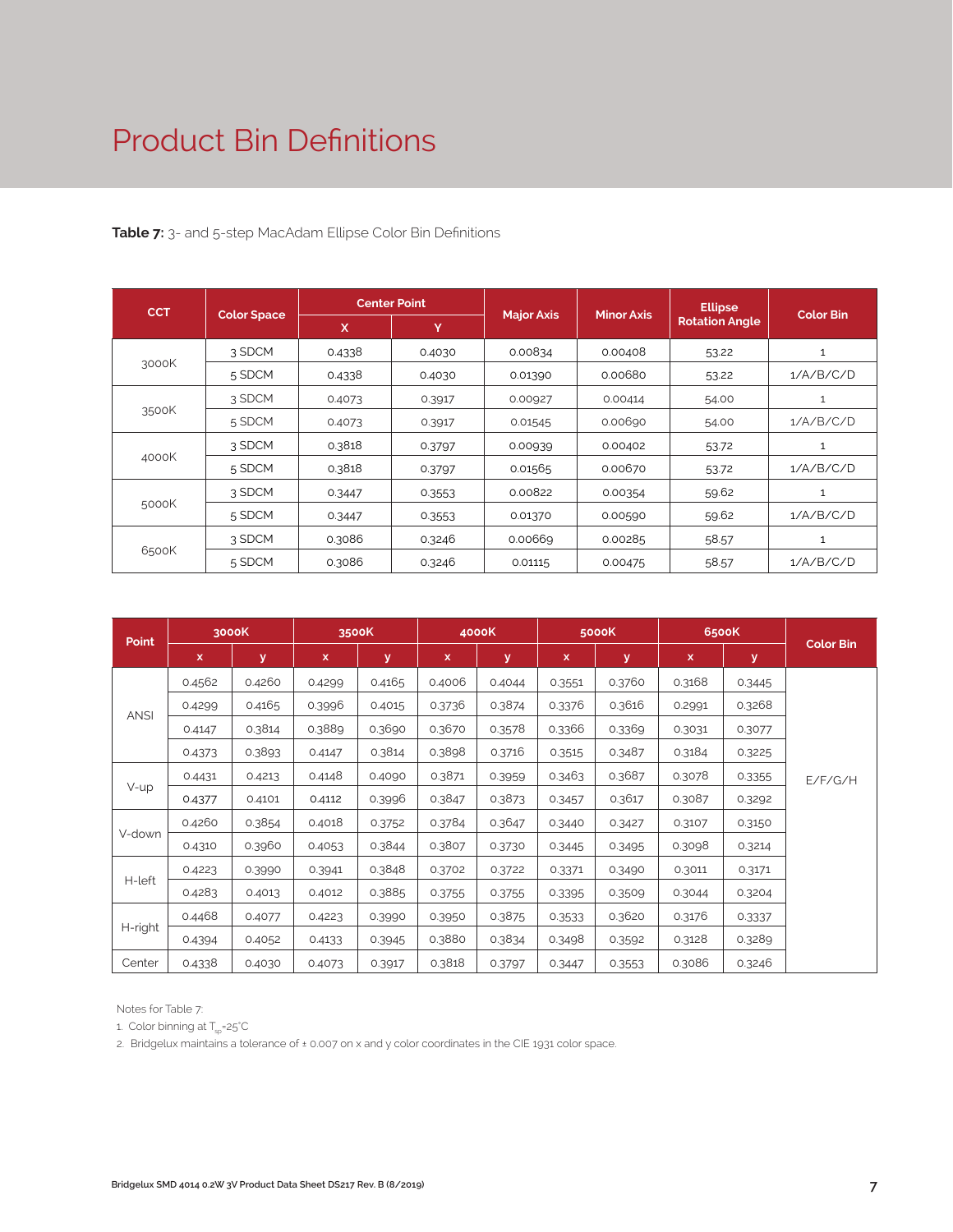# Product Bin Definitions

**Table 7:** 3- and 5-step MacAdam Ellipse Color Bin Definitions

| CCT | Color Space | Center Point | | Major Axis | Minor Axis | Ellipse Rotation Angle | Color Bin |
|---|---|---|---|---|---|---|---|
| | | X | Y | | | | |
| 3000K | 3 SDCM | 0.4338 | 0.4030 | 0.00834 | 0.00408 | 53.22 | 1 |
| | 5 SDCM | 0.4338 | 0.4030 | 0.01390 | 0.00680 | 53.22 | 1/A/B/C/D |
| 3500K | 3 SDCM | 0.4073 | 0.3917 | 0.00927 | 0.00414 | 54.00 | 1 |
| | 5 SDCM | 0.4073 | 0.3917 | 0.01545 | 0.00690 | 54.00 | 1/A/B/C/D |
| 4000K | 3 SDCM | 0.3818 | 0.3797 | 0.00939 | 0.00402 | 53.72 | 1 |
| | 5 SDCM | 0.3818 | 0.3797 | 0.01565 | 0.00670 | 53.72 | 1/A/B/C/D |
| 5000K | 3 SDCM | 0.3447 | 0.3553 | 0.00822 | 0.00354 | 59.62 | 1 |
| | 5 SDCM | 0.3447 | 0.3553 | 0.01370 | 0.00590 | 59.62 | 1/A/B/C/D |
| 6500K | 3 SDCM | 0.3086 | 0.3246 | 0.00669 | 0.00285 | 58.57 | 1 |
| | 5 SDCM | 0.3086 | 0.3246 | 0.01115 | 0.00475 | 58.57 | 1/A/B/C/D |

| Point | 3000K | | 3500K | | 4000K | | 5000K | | 6500K | | Color Bin |
|---|---|---|---|---|---|---|---|---|---|---|---|
| | x | y | x | y | x | y | x | y | x | y | |
| ANSI | 0.4562 | 0.4260 | 0.4299 | 0.4165 | 0.4006 | 0.4044 | 0.3551 | 0.3760 | 0.3168 | 0.3445 | E/F/G/H |
| | 0.4299 | 0.4165 | 0.3996 | 0.4015 | 0.3736 | 0.3874 | 0.3376 | 0.3616 | 0.2991 | 0.3268 | |
| | 0.4147 | 0.3814 | 0.3889 | 0.3690 | 0.3670 | 0.3578 | 0.3366 | 0.3369 | 0.3031 | 0.3077 | |
| | 0.4373 | 0.3893 | 0.4147 | 0.3814 | 0.3898 | 0.3716 | 0.3515 | 0.3487 | 0.3184 | 0.3225 | |
| V-up | 0.4431 | 0.4213 | 0.4148 | 0.4090 | 0.3871 | 0.3959 | 0.3463 | 0.3687 | 0.3078 | 0.3355 | |
| | 0.4377 | 0.4101 | 0.4112 | 0.3996 | 0.3847 | 0.3873 | 0.3457 | 0.3617 | 0.3087 | 0.3292 | |
| V-down | 0.4260 | 0.3854 | 0.4018 | 0.3752 | 0.3784 | 0.3647 | 0.3440 | 0.3427 | 0.3107 | 0.3150 | |
| | 0.4310 | 0.3960 | 0.4053 | 0.3844 | 0.3807 | 0.3730 | 0.3445 | 0.3495 | 0.3098 | 0.3214 | |
| H-left | 0.4223 | 0.3990 | 0.3941 | 0.3848 | 0.3702 | 0.3722 | 0.3371 | 0.3490 | 0.3011 | 0.3171 | |
| | 0.4283 | 0.4013 | 0.4012 | 0.3885 | 0.3755 | 0.3755 | 0.3395 | 0.3509 | 0.3044 | 0.3204 | |
| H-right | 0.4468 | 0.4077 | 0.4223 | 0.3990 | 0.3950 | 0.3875 | 0.3533 | 0.3620 | 0.3176 | 0.3337 | |
| | 0.4394 | 0.4052 | 0.4133 | 0.3945 | 0.3880 | 0.3834 | 0.3498 | 0.3592 | 0.3128 | 0.3289 | |
| Center | 0.4338 | 0.4030 | 0.4073 | 0.3917 | 0.3818 | 0.3797 | 0.3447 | 0.3553 | 0.3086 | 0.3246 | |

Notes for Table 7:

1. Color binning at $T_{sp}$=25°C
2. Bridgelux maintains a tolerance of ± 0.007 on x and y color coordinates in the CIE 1931 color space.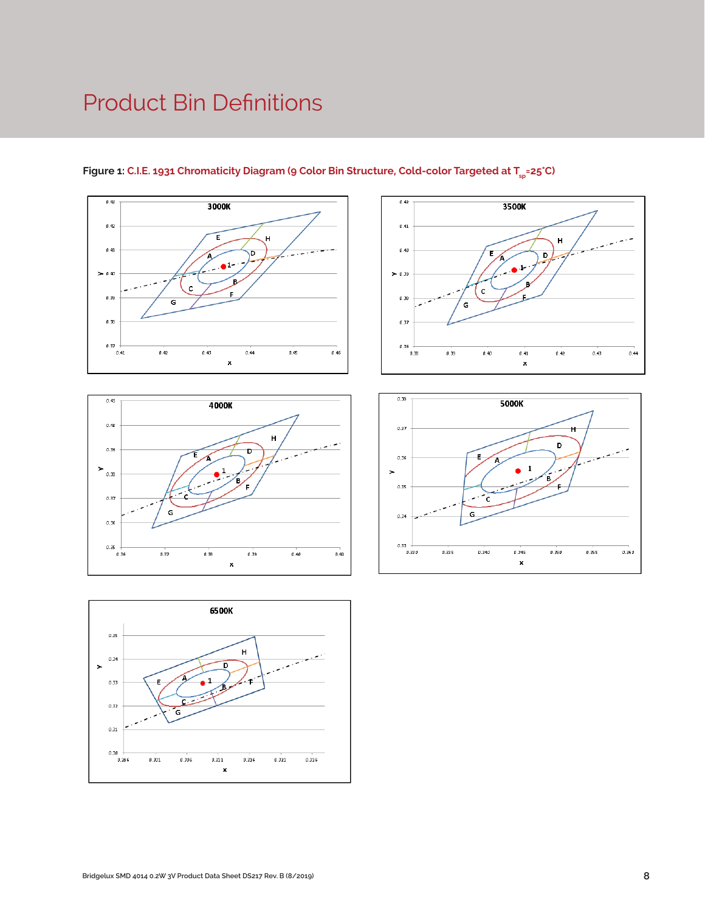# Product Bin Definitions

**Figure 1:** C.I.E. 1931 Chromaticity Diagram (9 Color Bin Structure, Cold-color Targeted at $T_{sp}$=25°C)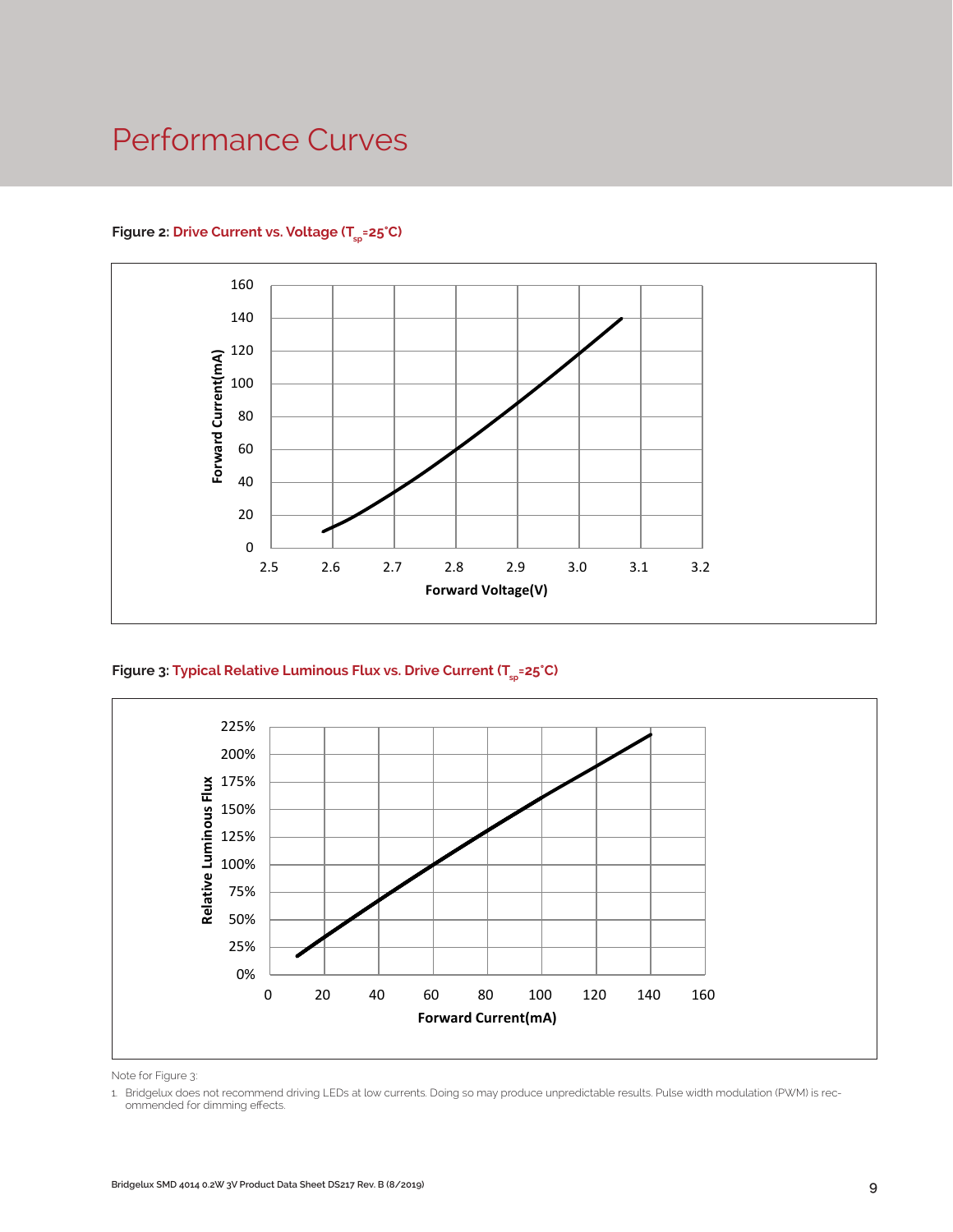# Performance Curves

**Figure 2: Drive Current vs. Voltage ($T_{sp}$=25°C)**

**Figure 3: Typical Relative Luminous Flux vs. Drive Current ($T_{sp}$=25°C)**

Note for Figure 3:

1. Bridgelux does not recommend driving LEDs at low currents. Doing so may produce unpredictable results. Pulse width modulation (PWM) is recommended for dimming effects.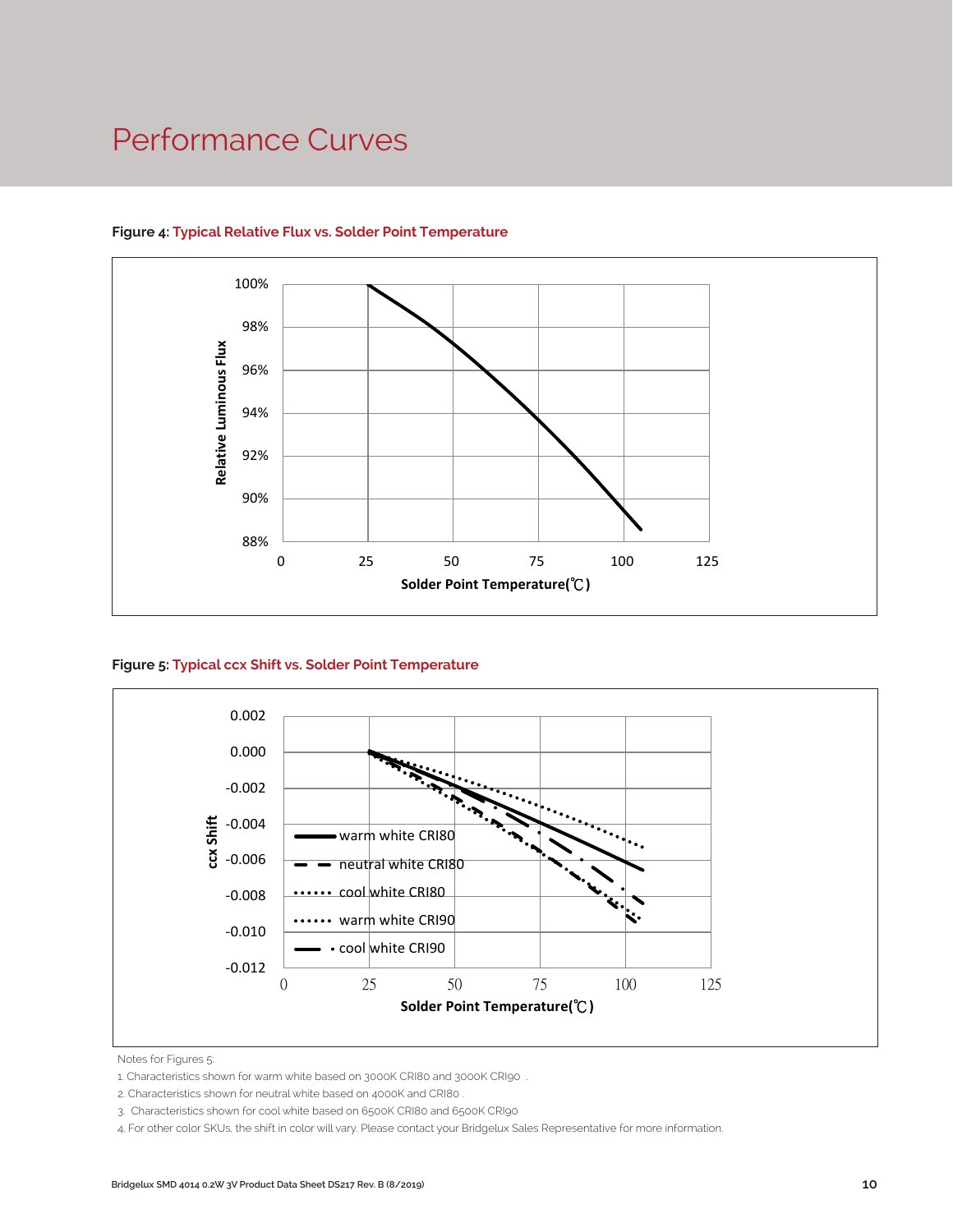# Performance Curves

**Figure 4:** Typical Relative Flux vs. Solder Point Temperature

**Figure 5:** Typical ccx Shift vs. Solder Point Temperature

Notes for Figures 5:

1. Characteristics shown for warm white based on 3000K CRI80 and 3000K CRI90 .
2. Characteristics shown for neutral white based on 4000K and CRI80 .
3. Characteristics shown for cool white based on 6500K CRI80 and 6500K CRI90
4. For other color SKUs, the shift in color will vary. Please contact your Bridgelux Sales Representative for more information.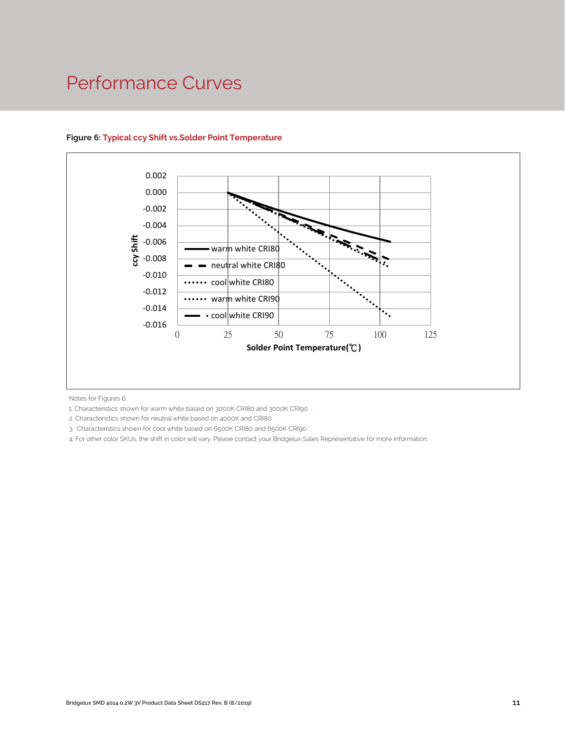# Performance Curves

**Figure 6:** **Typical ccy Shift vs.Solder Point Temperature**

Notes for Figures 6:

1. Characteristics shown for warm white based on 3000K CRI80 and 3000K CRI90 .
2. Characteristics shown for neutral white based on 4000K and CRI80 .
3. Characteristics shown for cool white based on 6500K CRI80 and 6500K CRI90 .
4. For other color SKUs, the shift in color will vary. Please contact your Bridgelux Sales Representative for more information.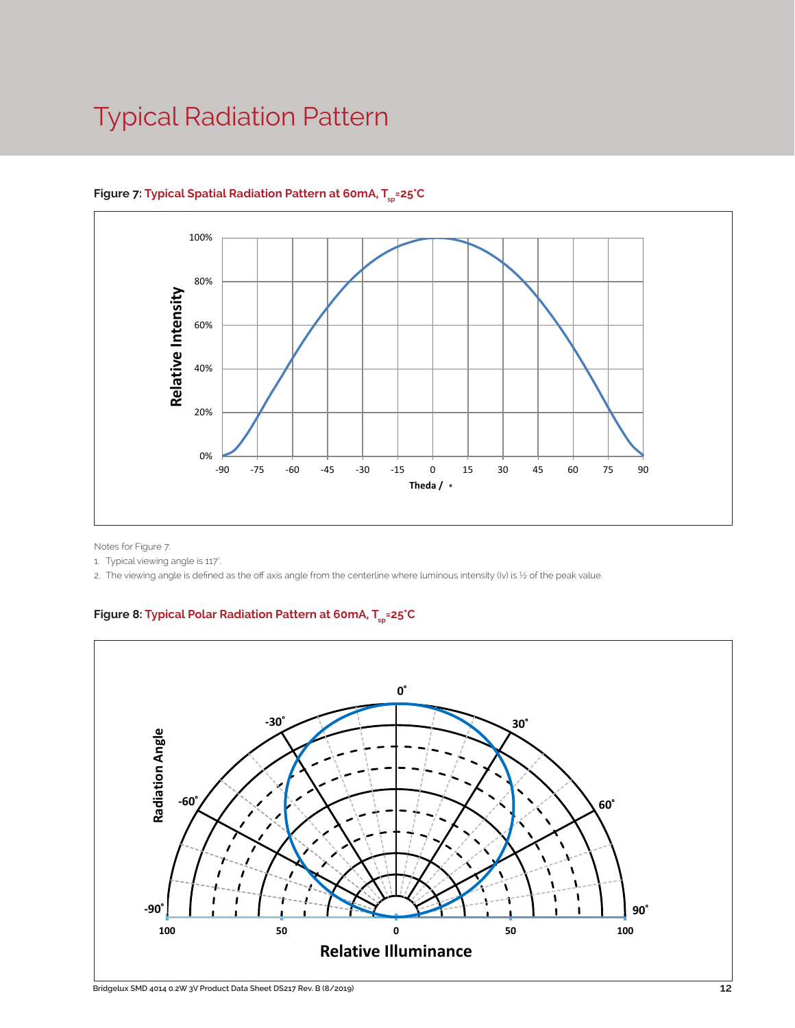# Typical Radiation Pattern

**Figure 7:** **Typical Spatial Radiation Pattern at 60mA, $T_{sp}$=25°C**

Notes for Figure 7:

1. Typical viewing angle is 117°.
2. The viewing angle is defined as the off axis angle from the centerline where luminous intensity (Iv) is ½ of the peak value.

**Figure 8:** **Typical Polar Radiation Pattern at 60mA, $T_{sp}$=25°C**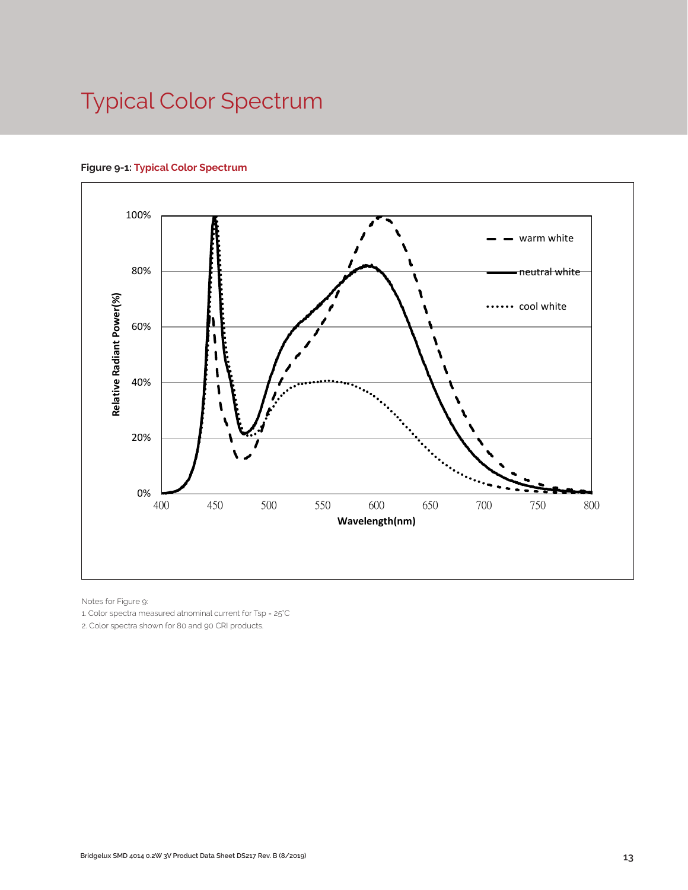# Typical Color Spectrum

**Figure 9-1: Typical Color Spectrum**

Notes for Figure 9:

1. Color spectra measured atnominal current for Tsp = 25°C
2. Color spectra shown for 80 and 90 CRI products.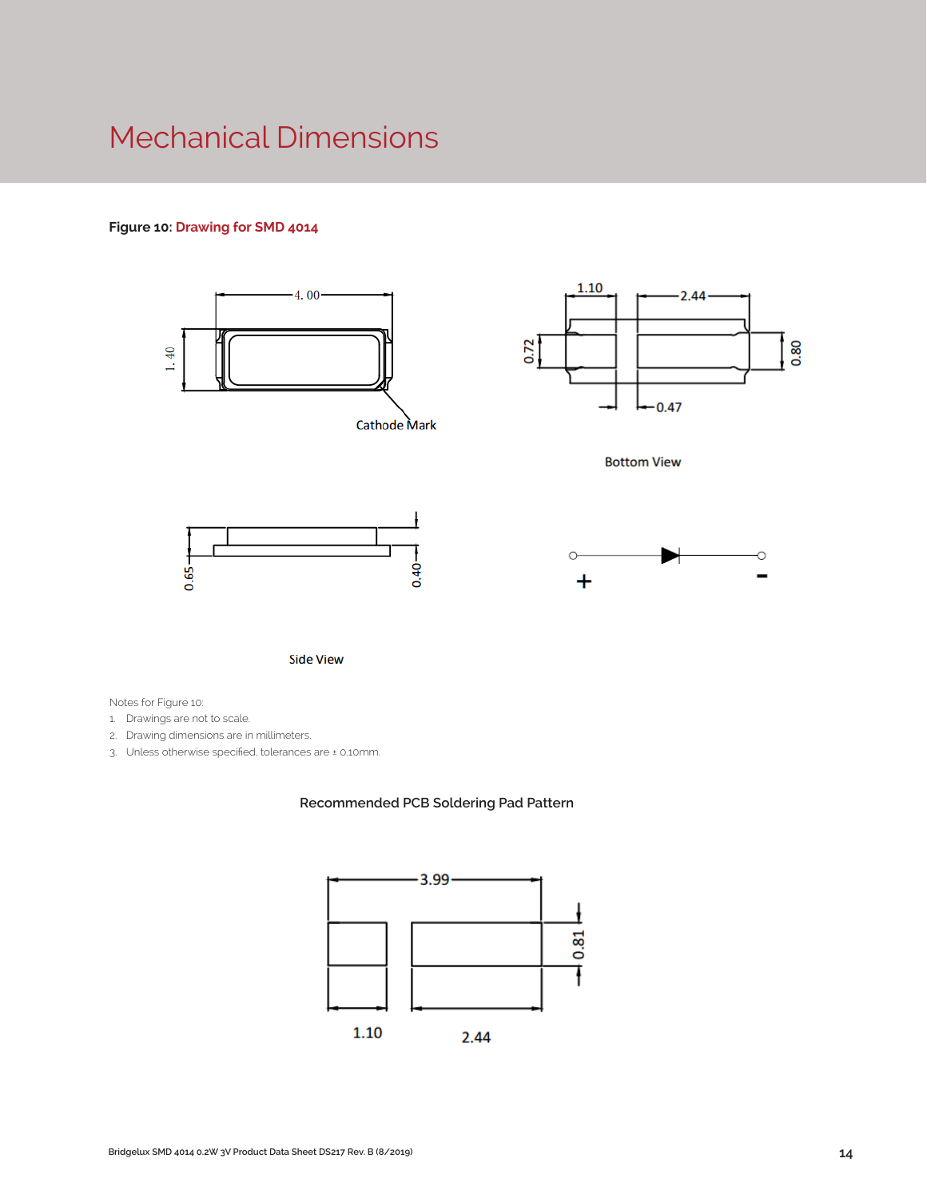# Mechanical Dimensions

**Figure 10:** Drawing for SMD 4014

4.00

1.40

Cathode Mark

1.10

2.44

0.72

0.80

0.47

Bottom View

0.65

0.40

Side View

+

-

Notes for Figure 10:

1. Drawings are not to scale.
2. Drawing dimensions are in millimeters.
3. Unless otherwise specified, tolerances are ± 0.10mm.

Recommended PCB Soldering Pad Pattern

3.99

0.81

1.10

2.44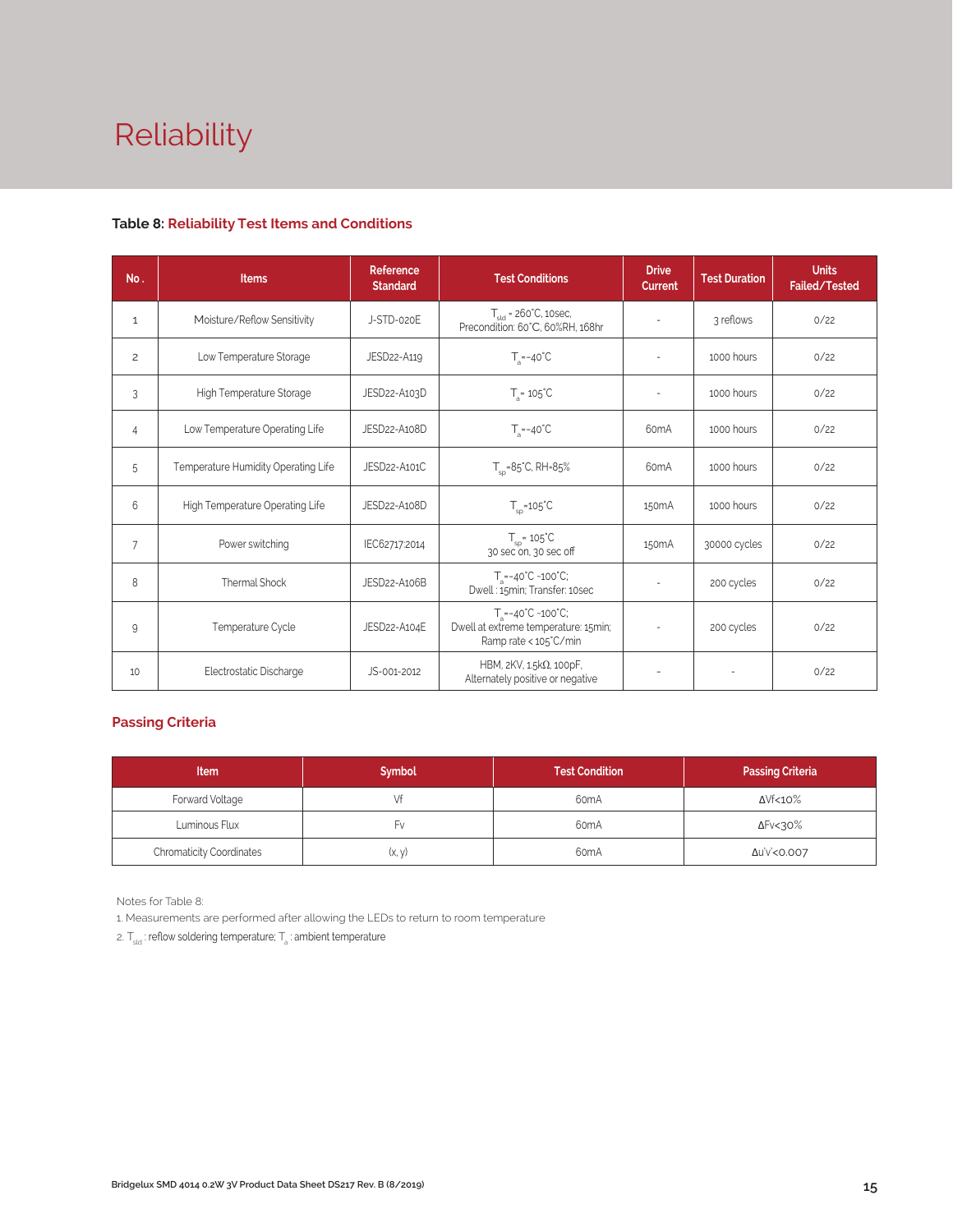# Reliability

**Table 8: Reliability Test Items and Conditions**

| No. | Items | Reference Standard | Test Conditions | Drive Current | Test Duration | Units Failed/Tested |
|---|---|---|---|---|---|---|
| 1 | Moisture/Reflow Sensitivity | J-STD-020E | $T_{sld}$ = 260°C, 10sec, Precondition: 60°C, 60%RH, 168hr | - | 3 reflows | 0/22 |
| 2 | Low Temperature Storage | JESD22-A119 | $T_a$=-40°C | - | 1000 hours | 0/22 |
| 3 | High Temperature Storage | JESD22-A103D | $T_a$= 105°C | - | 1000 hours | 0/22 |
| 4 | Low Temperature Operating Life | JESD22-A108D | $T_a$=-40°C | 60mA | 1000 hours | 0/22 |
| 5 | Temperature Humidity Operating Life | JESD22-A101C | $T_{sp}$=85°C, RH=85% | 60mA | 1000 hours | 0/22 |
| 6 | High Temperature Operating Life | JESD22-A108D | $T_{sp}$=105°C | 150mA | 1000 hours | 0/22 |
| 7 | Power switching | IEC62717:2014 | $T_{sp}$= 105°C 30 sec on, 30 sec off | 150mA | 30000 cycles | 0/22 |
| 8 | Thermal Shock | JESD22-A106B | $T_a$=-40°C ~100°C; Dwell : 15min; Transfer: 10sec | - | 200 cycles | 0/22 |
| 9 | Temperature Cycle | JESD22-A104E | $T_a$=-40°C ~100°C; Dwell at extreme temperature: 15min; Ramp rate < 105°C/min | - | 200 cycles | 0/22 |
| 10 | Electrostatic Discharge | JS-001-2012 | HBM, 2KV, 1.5kΩ, 100pF, Alternately positive or negative | - | - | 0/22 |

## Passing Criteria

| Item | Symbol | Test Condition | Passing Criteria |
|---|---|---|---|
| Forward Voltage | Vf | 60mA | ΔVf<10% |
| Luminous Flux | Fv | 60mA | ΔFv<30% |
| Chromaticity Coordinates | (x, y) | 60mA | Δu'v'<0.007 |

Notes for Table 8:

1. Measurements are performed after allowing the LEDs to return to room temperature
2. $T_{sld}$ : reflow soldering temperature; $T_a$ : ambient temperature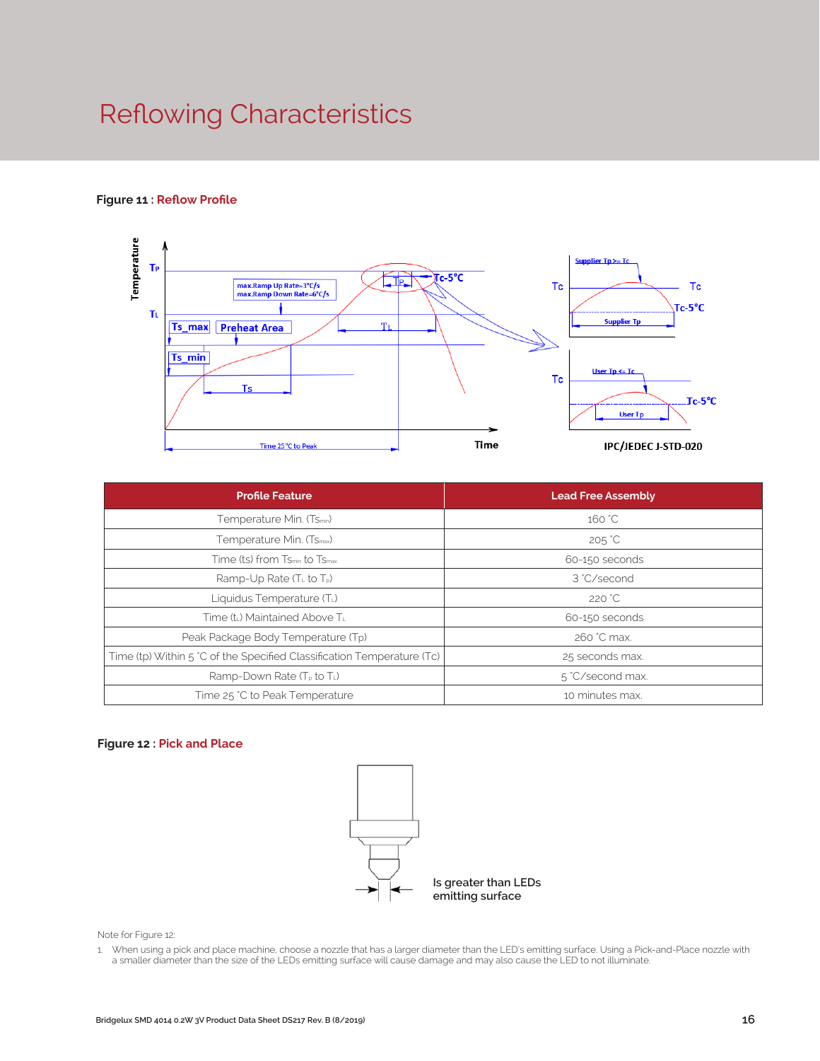# Reflowing Characteristics

**Figure 11 : Reflow Profile**

| Profile Feature | Lead Free Assembly |
|---|---|
| Temperature Min. ($Ts_{min}$) | 160 °C |
| Temperature Min. ($Ts_{max}$) | 205 °C |
| Time (ts) from $Ts_{min}$ to $Ts_{max}$ | 60-150 seconds |
| Ramp-Up Rate ($T_L$ to $T_P$) | 3 °C/second |
| Liquidus Temperature ($T_L$) | 220 °C |
| Time ($t_L$) Maintained Above $T_L$ | 60-150 seconds |
| Peak Package Body Temperature (Tp) | 260 °C max. |
| Time (tp) Within 5 °C of the Specified Classification Temperature (Tc) | 25 seconds max. |
| Ramp-Down Rate ($T_P$ to $T_L$) | 5 °C/second max. |
| Time 25 °C to Peak Temperature | 10 minutes max. |

**Figure 12 : Pick and Place**

Is greater than LEDs emitting surface

Note for Figure 12:

1. When using a pick and place machine, choose a nozzle that has a larger diameter than the LED's emitting surface. Using a Pick-and-Place nozzle with a smaller diameter than the size of the LEDs emitting surface will cause damage and may also cause the LED to not illuminate.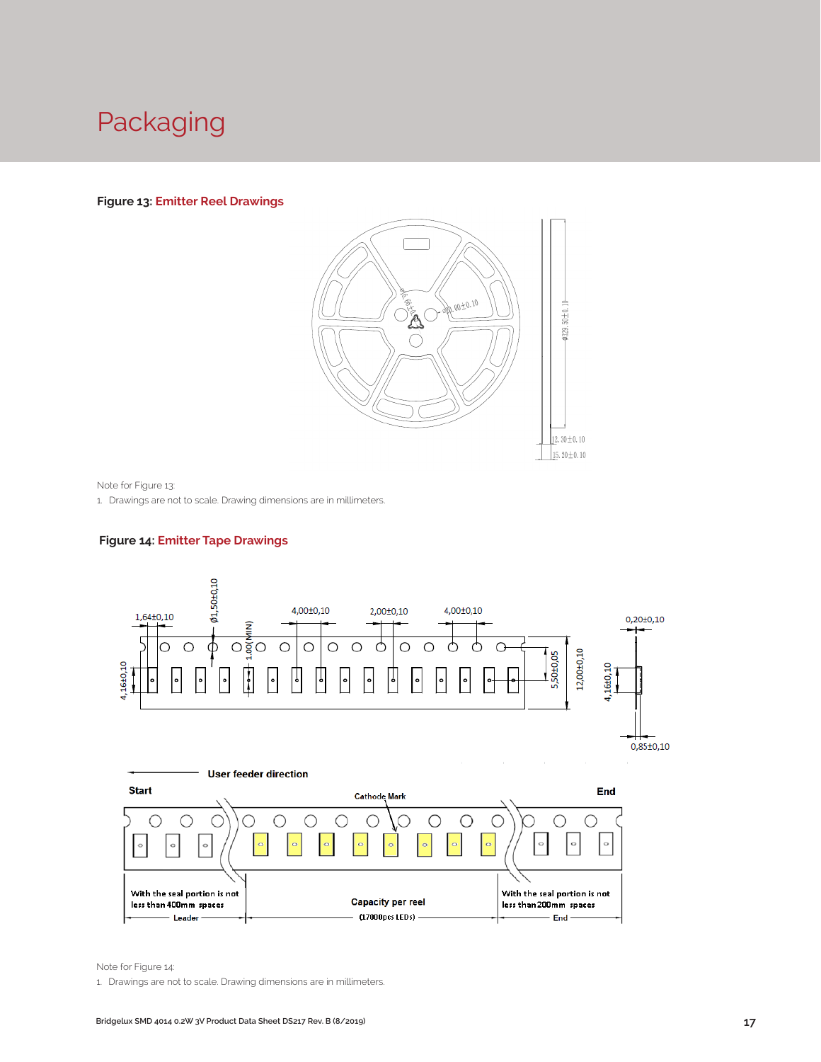# Packaging

**Figure 13: Emitter Reel Drawings**

Note for Figure 13:

1. Drawings are not to scale. Drawing dimensions are in millimeters.

**Figure 14: Emitter Tape Drawings**

Note for Figure 14:

1. Drawings are not to scale. Drawing dimensions are in millimeters.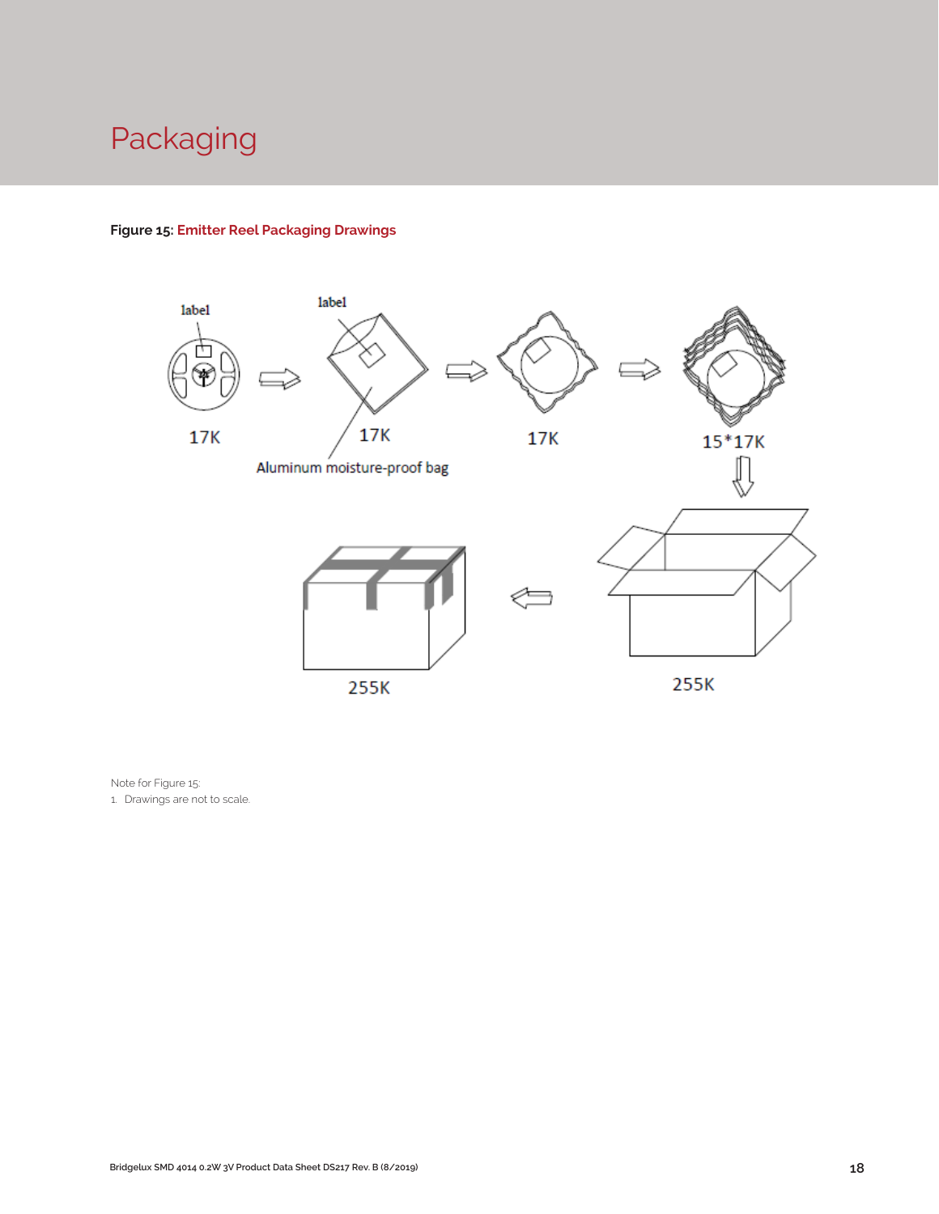# Packaging

**Figure 15: Emitter Reel Packaging Drawings**

label

label

17K

17K

Aluminum moisture-proof bag

17K

15*17K

255K

255K

Note for Figure 15:

1. Drawings are not to scale.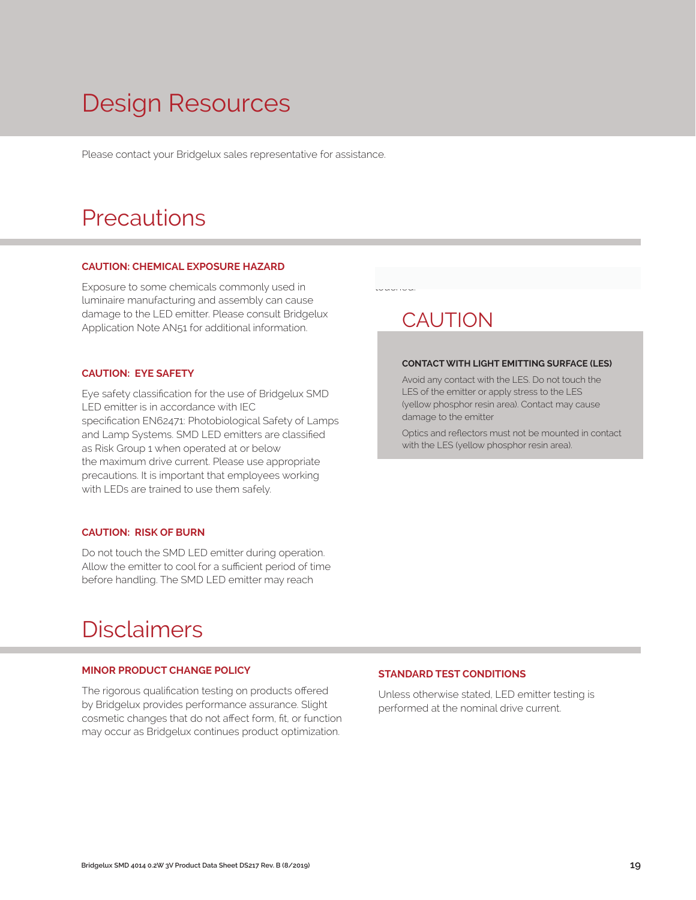# Design Resources

Please contact your Bridgelux sales representative for assistance.

# Precautions

### CAUTION: CHEMICAL EXPOSURE HAZARD

Exposure to some chemicals commonly used in luminaire manufacturing and assembly can cause damage to the LED emitter. Please consult Bridgelux Application Note AN51 for additional information.

### CAUTION: EYE SAFETY

Eye safety classification for the use of Bridgelux SMD LED emitter is in accordance with IEC specification EN62471: Photobiological Safety of Lamps and Lamp Systems. SMD LED emitters are classified as Risk Group 1 when operated at or below the maximum drive current. Please use appropriate precautions. It is important that employees working with LEDs are trained to use them safely.

### CAUTION: RISK OF BURN

Do not touch the SMD LED emitter during operation. Allow the emitter to cool for a sufficient period of time before handling. The SMD LED emitter may reach

touched.

## CAUTION

**CONTACT WITH LIGHT EMITTING SURFACE (LES)**

Avoid any contact with the LES. Do not touch the LES of the emitter or apply stress to the LES (yellow phosphor resin area). Contact may cause damage to the emitter

Optics and reflectors must not be mounted in contact with the LES (yellow phosphor resin area).

# Disclaimers

### MINOR PRODUCT CHANGE POLICY

The rigorous qualification testing on products offered by Bridgelux provides performance assurance. Slight cosmetic changes that do not affect form, fit, or function may occur as Bridgelux continues product optimization.

### STANDARD TEST CONDITIONS

Unless otherwise stated, LED emitter testing is performed at the nominal drive current.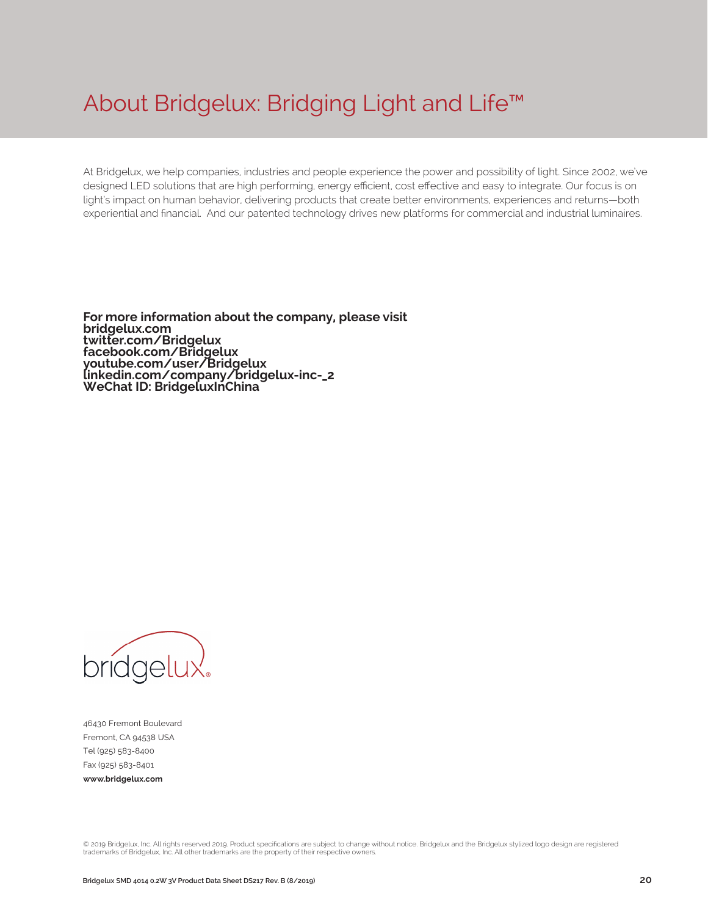# About Bridgelux: Bridging Light and Life™

At Bridgelux, we help companies, industries and people experience the power and possibility of light. Since 2002, we've designed LED solutions that are high performing, energy efficient, cost effective and easy to integrate. Our focus is on light's impact on human behavior, delivering products that create better environments, experiences and returns—both experiential and financial. And our patented technology drives new platforms for commercial and industrial luminaires.

**For more information about the company, please visit**
**bridgelux.com**
**twitter.com/Bridgelux**
**facebook.com/Bridgelux**
**youtube.com/user/Bridgelux**
**linkedin.com/company/bridgelux-inc-_2**
**WeChat ID: BridgeluxInChina**

46430 Fremont Boulevard
Fremont, CA 94538 USA
Tel (925) 583-8400
Fax (925) 583-8401
**www.bridgelux.com**

© 2019 Bridgelux, Inc. All rights reserved 2019. Product specifications are subject to change without notice. Bridgelux and the Bridgelux stylized logo design are registered trademarks of Bridgelux, Inc. All other trademarks are the property of their respective owners.